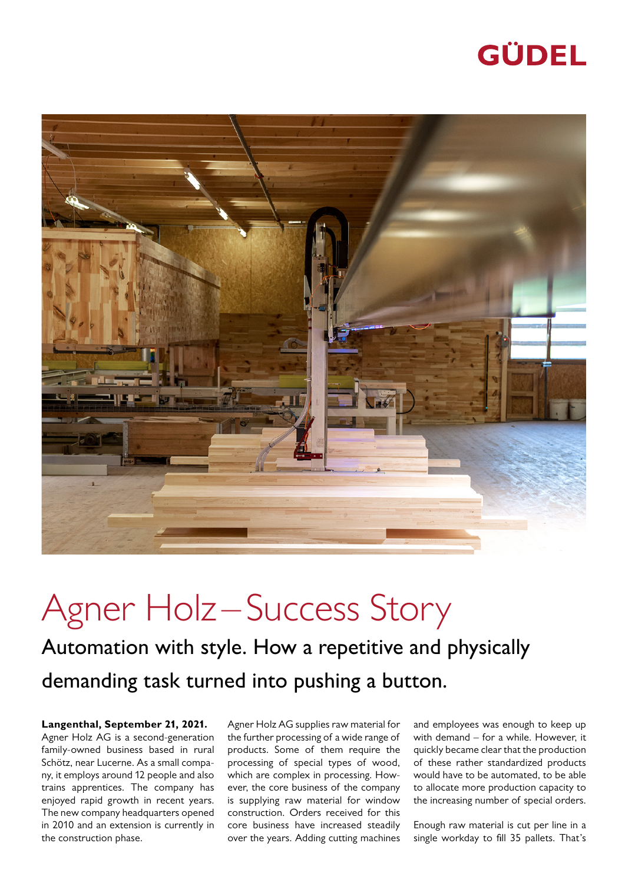# Agner Holz – Success Story

## Automation with style. How a repetitive and physically demanding task turned into pushing a button.

**Langenthal, September 21, 2021.**
Agner Holz AG is a second-generation family-owned business based in rural Schötz, near Lucerne. As a small company, it employs around 12 people and also trains apprentices. The company has enjoyed rapid growth in recent years. The new company headquarters opened in 2010 and an extension is currently in the construction phase.

Agner Holz AG supplies raw material for the further processing of a wide range of products. Some of them require the processing of special types of wood, which are complex in processing. However, the core business of the company is supplying raw material for window construction. Orders received for this core business have increased steadily over the years. Adding cutting machines and employees was enough to keep up with demand – for a while. However, it quickly became clear that the production of these rather standardized products would have to be automated, to be able to allocate more production capacity to the increasing number of special orders.

Enough raw material is cut per line in a single workday to fill 35 pallets. That's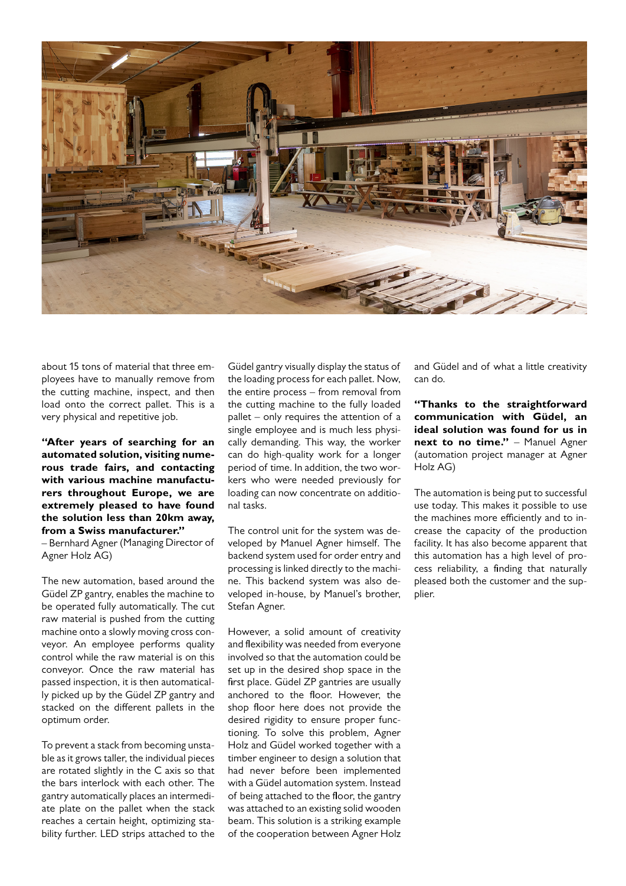about 15 tons of material that three employees have to manually remove from the cutting machine, inspect, and then load onto the correct pallet. This is a very physical and repetitive job.

**"After years of searching for an automated solution, visiting numerous trade fairs, and contacting with various machine manufacturers throughout Europe, we are extremely pleased to have found the solution less than 20km away, from a Swiss manufacturer."**
– Bernhard Agner (Managing Director of Agner Holz AG)

The new automation, based around the Güdel ZP gantry, enables the machine to be operated fully automatically. The cut raw material is pushed from the cutting machine onto a slowly moving cross conveyor. An employee performs quality control while the raw material is on this conveyor. Once the raw material has passed inspection, it is then automatically picked up by the Güdel ZP gantry and stacked on the different pallets in the optimum order.

To prevent a stack from becoming unstable as it grows taller, the individual pieces are rotated slightly in the C axis so that the bars interlock with each other. The gantry automatically places an intermediate plate on the pallet when the stack reaches a certain height, optimizing stability further. LED strips attached to the Güdel gantry visually display the status of the loading process for each pallet. Now, the entire process – from removal from the cutting machine to the fully loaded pallet – only requires the attention of a single employee and is much less physically demanding. This way, the worker can do high-quality work for a longer period of time. In addition, the two workers who were needed previously for loading can now concentrate on additional tasks.

The control unit for the system was developed by Manuel Agner himself. The backend system used for order entry and processing is linked directly to the machine. This backend system was also developed in-house, by Manuel's brother, Stefan Agner.

However, a solid amount of creativity and flexibility was needed from everyone involved so that the automation could be set up in the desired shop space in the first place. Güdel ZP gantries are usually anchored to the floor. However, the shop floor here does not provide the desired rigidity to ensure proper functioning. To solve this problem, Agner Holz and Güdel worked together with a timber engineer to design a solution that had never before been implemented with a Güdel automation system. Instead of being attached to the floor, the gantry was attached to an existing solid wooden beam. This solution is a striking example of the cooperation between Agner Holz and Güdel and of what a little creativity can do.

**"Thanks to the straightforward communication with Güdel, an ideal solution was found for us in next to no time."** – Manuel Agner (automation project manager at Agner Holz AG)

The automation is being put to successful use today. This makes it possible to use the machines more efficiently and to increase the capacity of the production facility. It has also become apparent that this automation has a high level of process reliability, a finding that naturally pleased both the customer and the supplier.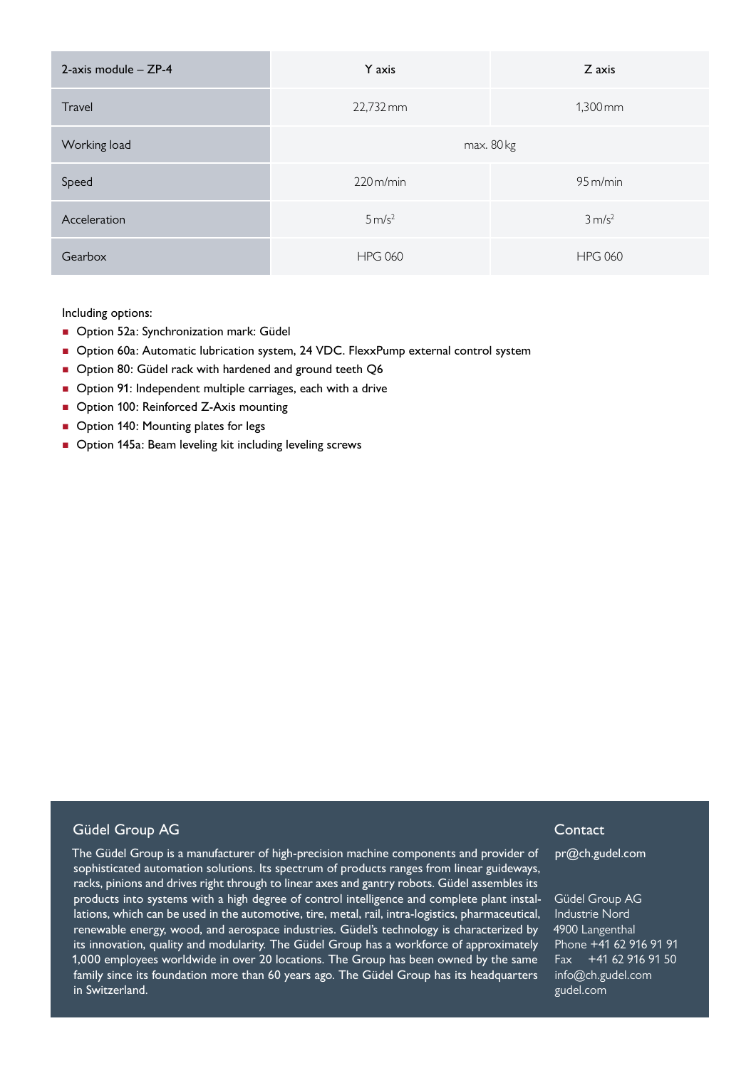| 2-axis module – ZP-4 | Y axis | Z axis |
| --- | --- | --- |
| Travel | 22,732 mm | 1,300 mm |
| Working load | max. 80 kg | |
| Speed | 220 m/min | 95 m/min |
| Acceleration | 5 m/s² | 3 m/s² |
| Gearbox | HPG 060 | HPG 060 |

Including options:

- Option 52a: Synchronization mark: Güdel
- Option 60a: Automatic lubrication system, 24 VDC. FlexxPump external control system
- Option 80: Güdel rack with hardened and ground teeth Q6
- Option 91: Independent multiple carriages, each with a drive
- Option 100: Reinforced Z-Axis mounting
- Option 140: Mounting plates for legs
- Option 145a: Beam leveling kit including leveling screws

## Güdel Group AG

The Güdel Group is a manufacturer of high-precision machine components and provider of sophisticated automation solutions. Its spectrum of products ranges from linear guideways, racks, pinions and drives right through to linear axes and gantry robots. Güdel assembles its products into systems with a high degree of control intelligence and complete plant installations, which can be used in the automotive, tire, metal, rail, intra-logistics, pharmaceutical, renewable energy, wood, and aerospace industries. Güdel's technology is characterized by its innovation, quality and modularity. The Güdel Group has a workforce of approximately 1,000 employees worldwide in over 20 locations. The Group has been owned by the same family since its foundation more than 60 years ago. The Güdel Group has its headquarters in Switzerland.

## Contact

pr@ch.gudel.com

Güdel Group AG
Industrie Nord
4900 Langenthal
Phone +41 62 916 91 91
Fax +41 62 916 91 50
info@ch.gudel.com
gudel.com